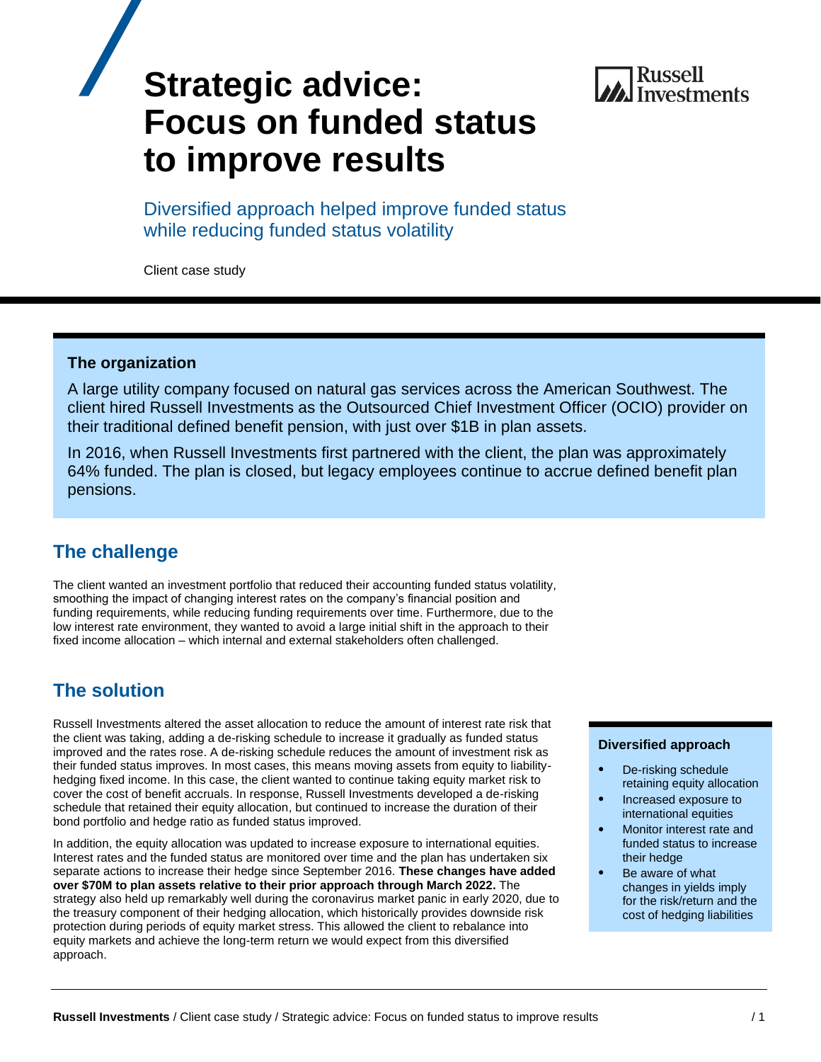# Strategic advice: Focus on funded status to improve results

## Diversified approach helped improve funded status while reducing funded status volatility

Client case study

### The organization

A large utility company focused on natural gas services across the American Southwest. The client hired Russell Investments as the Outsourced Chief Investment Officer (OCIO) provider on their traditional defined benefit pension, with just over $1B in plan assets.

In 2016, when Russell Investments first partnered with the client, the plan was approximately 64% funded. The plan is closed, but legacy employees continue to accrue defined benefit plan pensions.

## The challenge

The client wanted an investment portfolio that reduced their accounting funded status volatility, smoothing the impact of changing interest rates on the company's financial position and funding requirements, while reducing funding requirements over time. Furthermore, due to the low interest rate environment, they wanted to avoid a large initial shift in the approach to their fixed income allocation – which internal and external stakeholders often challenged.

## The solution

Russell Investments altered the asset allocation to reduce the amount of interest rate risk that the client was taking, adding a de-risking schedule to increase it gradually as funded status improved and the rates rose. A de-risking schedule reduces the amount of investment risk as their funded status improves. In most cases, this means moving assets from equity to liability-hedging fixed income. In this case, the client wanted to continue taking equity market risk to cover the cost of benefit accruals. In response, Russell Investments developed a de-risking schedule that retained their equity allocation, but continued to increase the duration of their bond portfolio and hedge ratio as funded status improved.

In addition, the equity allocation was updated to increase exposure to international equities. Interest rates and the funded status are monitored over time and the plan has undertaken six separate actions to increase their hedge since September 2016. **These changes have added over $70M to plan assets relative to their prior approach through March 2022.** The strategy also held up remarkably well during the coronavirus market panic in early 2020, due to the treasury component of their hedging allocation, which historically provides downside risk protection during periods of equity market stress. This allowed the client to rebalance into equity markets and achieve the long-term return we would expect from this diversified approach.

### Diversified approach

- De-risking schedule retaining equity allocation
- Increased exposure to international equities
- Monitor interest rate and funded status to increase their hedge
- Be aware of what changes in yields imply for the risk/return and the cost of hedging liabilities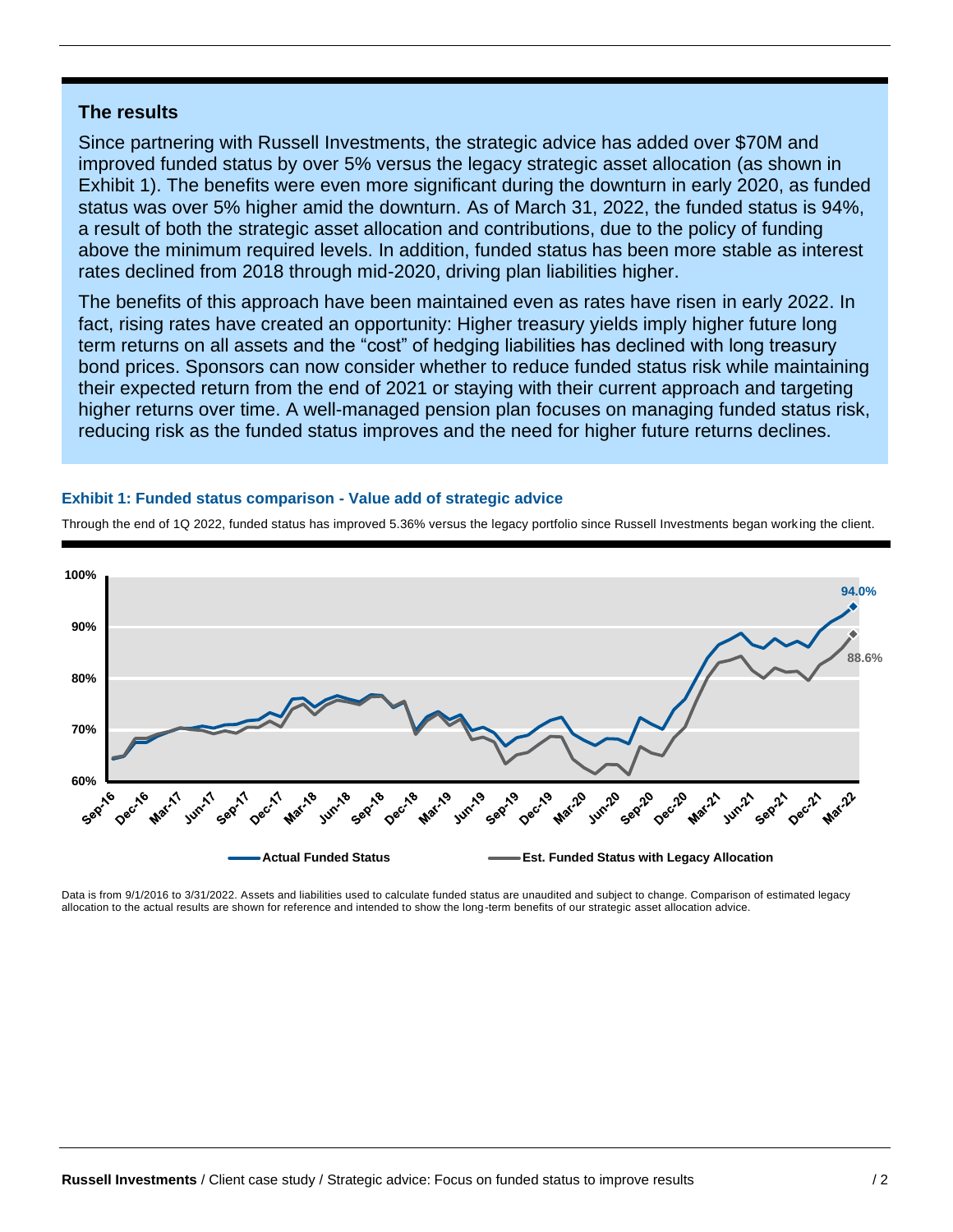## The results

Since partnering with Russell Investments, the strategic advice has added over $70M and improved funded status by over 5% versus the legacy strategic asset allocation (as shown in Exhibit 1). The benefits were even more significant during the downturn in early 2020, as funded status was over 5% higher amid the downturn. As of March 31, 2022, the funded status is 94%, a result of both the strategic asset allocation and contributions, due to the policy of funding above the minimum required levels. In addition, funded status has been more stable as interest rates declined from 2018 through mid-2020, driving plan liabilities higher.

The benefits of this approach have been maintained even as rates have risen in early 2022. In fact, rising rates have created an opportunity: Higher treasury yields imply higher future long term returns on all assets and the "cost" of hedging liabilities has declined with long treasury bond prices. Sponsors can now consider whether to reduce funded status risk while maintaining their expected return from the end of 2021 or staying with their current approach and targeting higher returns over time. A well-managed pension plan focuses on managing funded status risk, reducing risk as the funded status improves and the need for higher future returns declines.

### Exhibit 1: Funded status comparison - Value add of strategic advice

Through the end of 1Q 2022, funded status has improved 5.36% versus the legacy portfolio since Russell Investments began working the client.

Data is from 9/1/2016 to 3/31/2022. Assets and liabilities used to calculate funded status are unaudited and subject to change. Comparison of estimated legacy allocation to the actual results are shown for reference and intended to show the long-term benefits of our strategic asset allocation advice.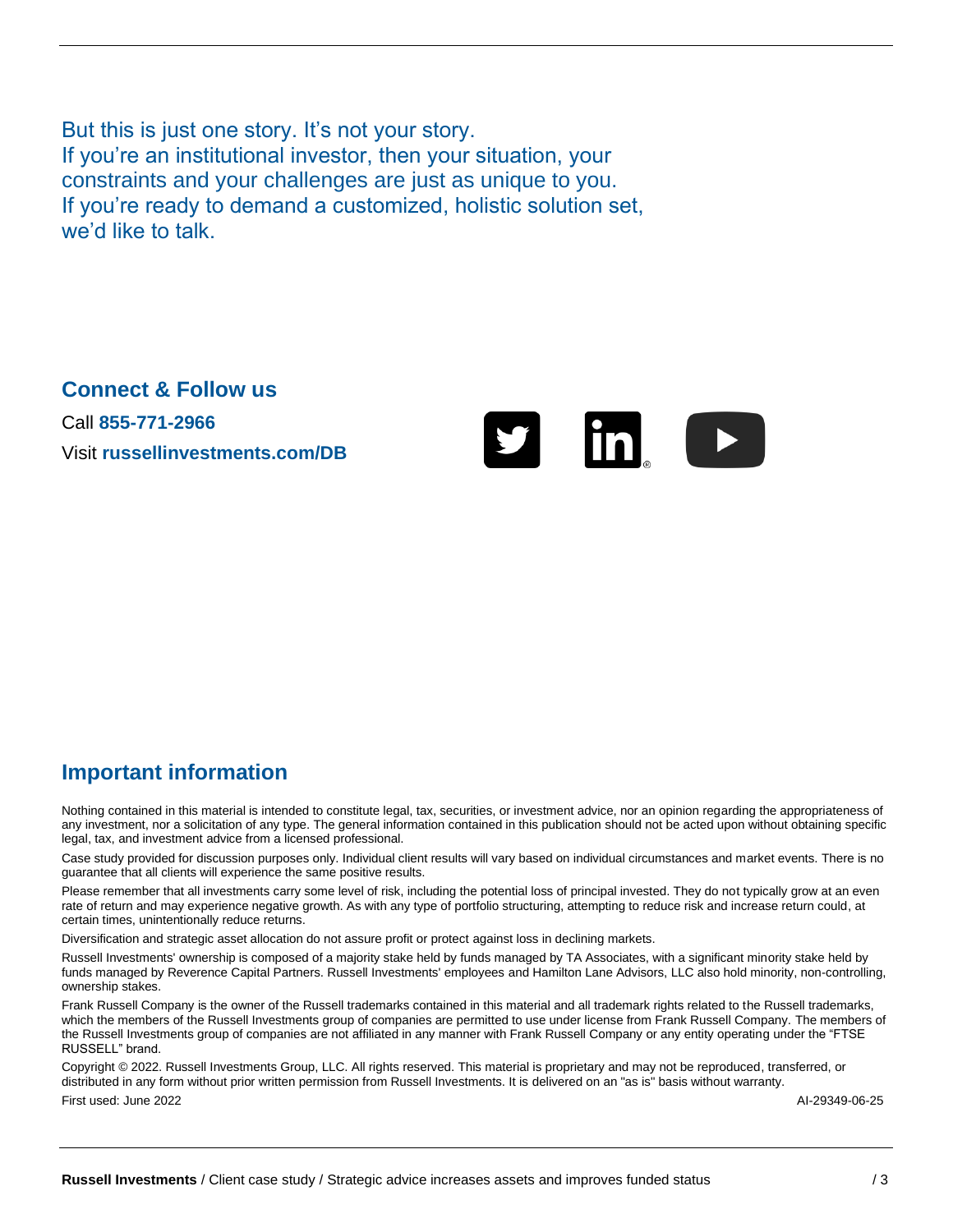But this is just one story. It's not your story.
If you're an institutional investor, then your situation, your constraints and your challenges are just as unique to you.
If you're ready to demand a customized, holistic solution set, we'd like to talk.

## Connect & Follow us

Call **855-771-2966**

Visit **russellinvestments.com/DB**

## Important information

Nothing contained in this material is intended to constitute legal, tax, securities, or investment advice, nor an opinion regarding the appropriateness of any investment, nor a solicitation of any type. The general information contained in this publication should not be acted upon without obtaining specific legal, tax, and investment advice from a licensed professional.

Case study provided for discussion purposes only. Individual client results will vary based on individual circumstances and market events. There is no guarantee that all clients will experience the same positive results.

Please remember that all investments carry some level of risk, including the potential loss of principal invested. They do not typically grow at an even rate of return and may experience negative growth. As with any type of portfolio structuring, attempting to reduce risk and increase return could, at certain times, unintentionally reduce returns.

Diversification and strategic asset allocation do not assure profit or protect against loss in declining markets.

Russell Investments' ownership is composed of a majority stake held by funds managed by TA Associates, with a significant minority stake held by funds managed by Reverence Capital Partners. Russell Investments' employees and Hamilton Lane Advisors, LLC also hold minority, non-controlling, ownership stakes.

Frank Russell Company is the owner of the Russell trademarks contained in this material and all trademark rights related to the Russell trademarks, which the members of the Russell Investments group of companies are permitted to use under license from Frank Russell Company. The members of the Russell Investments group of companies are not affiliated in any manner with Frank Russell Company or any entity operating under the "FTSE RUSSELL" brand.

Copyright © 2022. Russell Investments Group, LLC. All rights reserved. This material is proprietary and may not be reproduced, transferred, or distributed in any form without prior written permission from Russell Investments. It is delivered on an "as is" basis without warranty.

First used: June 2022

AI-29349-06-25